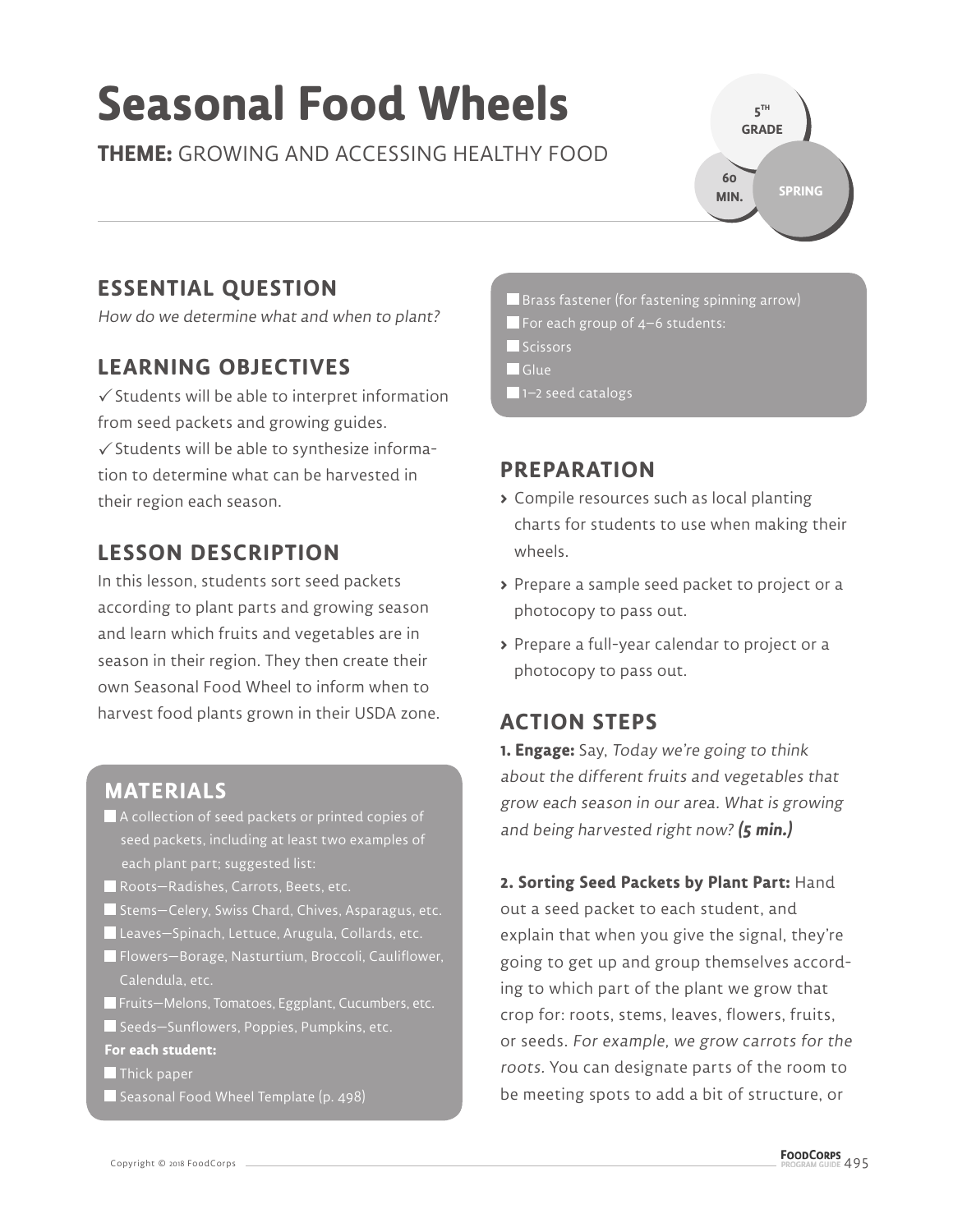# Seasonal Food Wheels

**THEME:** GROWING AND ACCESSING HEALTHY FOOD

5TH GRADE | 60 MIN. | SPRING

## ESSENTIAL QUESTION

*How do we determine what and when to plant?*

## LEARNING OBJECTIVES

✓ Students will be able to interpret information from seed packets and growing guides.

✓ Students will be able to synthesize information to determine what can be harvested in their region each season.

## LESSON DESCRIPTION

In this lesson, students sort seed packets according to plant parts and growing season and learn which fruits and vegetables are in season in their region. They then create their own Seasonal Food Wheel to inform when to harvest food plants grown in their USDA zone.

## MATERIALS

- A collection of seed packets or printed copies of seed packets, including at least two examples of each plant part; suggested list:
- Roots—Radishes, Carrots, Beets, etc.
- Stems—Celery, Swiss Chard, Chives, Asparagus, etc.
- Leaves—Spinach, Lettuce, Arugula, Collards, etc.
- Flowers—Borage, Nasturtium, Broccoli, Cauliflower, Calendula, etc.
- Fruits—Melons, Tomatoes, Eggplant, Cucumbers, etc.
- Seeds—Sunflowers, Poppies, Pumpkins, etc.

**For each student:**

- Thick paper
- Seasonal Food Wheel Template (p. 498)
- Brass fastener (for fastening spinning arrow)
- For each group of 4–6 students:
- Scissors
- Glue
- 1–2 seed catalogs

## PREPARATION

- Compile resources such as local planting charts for students to use when making their wheels.
- Prepare a sample seed packet to project or a photocopy to pass out.
- Prepare a full-year calendar to project or a photocopy to pass out.

## ACTION STEPS

**1. Engage:** Say, *Today we're going to think about the different fruits and vegetables that grow each season in our area. What is growing and being harvested right now? **(5 min.)***

**2. Sorting Seed Packets by Plant Part:** Hand out a seed packet to each student, and explain that when you give the signal, they're going to get up and group themselves according to which part of the plant we grow that crop for: roots, stems, leaves, flowers, fruits, or seeds. *For example, we grow carrots for the roots.* You can designate parts of the room to be meeting spots to add a bit of structure, or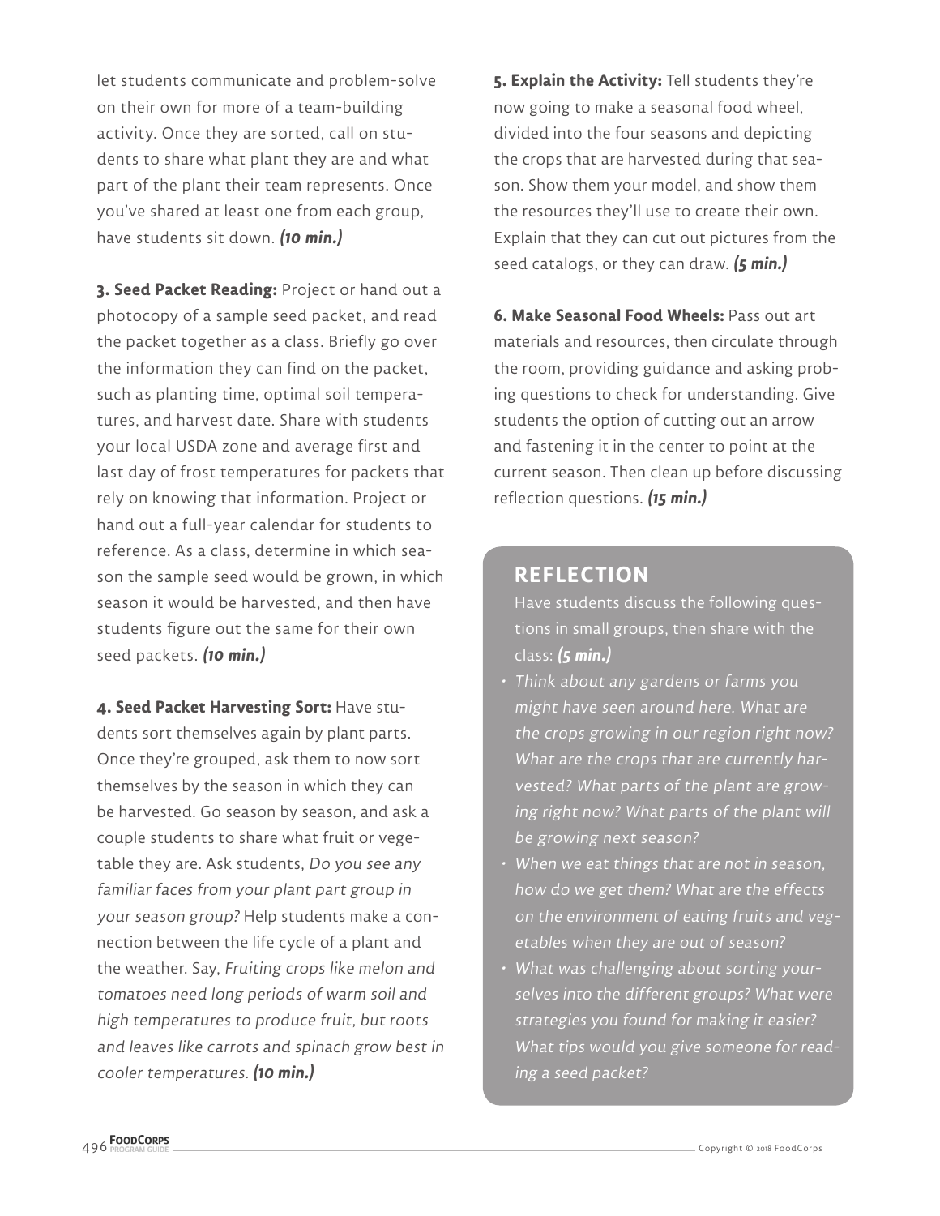let students communicate and problem-solve on their own for more of a team-building activity. Once they are sorted, call on students to share what plant they are and what part of the plant their team represents. Once you've shared at least one from each group, have students sit down. ***(10 min.)***

**3. Seed Packet Reading:** Project or hand out a photocopy of a sample seed packet, and read the packet together as a class. Briefly go over the information they can find on the packet, such as planting time, optimal soil temperatures, and harvest date. Share with students your local USDA zone and average first and last day of frost temperatures for packets that rely on knowing that information. Project or hand out a full-year calendar for students to reference. As a class, determine in which season the sample seed would be grown, in which season it would be harvested, and then have students figure out the same for their own seed packets. ***(10 min.)***

**4. Seed Packet Harvesting Sort:** Have students sort themselves again by plant parts. Once they're grouped, ask them to now sort themselves by the season in which they can be harvested. Go season by season, and ask a couple students to share what fruit or vegetable they are. Ask students, *Do you see any familiar faces from your plant part group in your season group?* Help students make a connection between the life cycle of a plant and the weather. Say, *Fruiting crops like melon and tomatoes need long periods of warm soil and high temperatures to produce fruit, but roots and leaves like carrots and spinach grow best in cooler temperatures.* ***(10 min.)***

**5. Explain the Activity:** Tell students they're now going to make a seasonal food wheel, divided into the four seasons and depicting the crops that are harvested during that season. Show them your model, and show them the resources they'll use to create their own. Explain that they can cut out pictures from the seed catalogs, or they can draw. ***(5 min.)***

**6. Make Seasonal Food Wheels:** Pass out art materials and resources, then circulate through the room, providing guidance and asking probing questions to check for understanding. Give students the option of cutting out an arrow and fastening it in the center to point at the current season. Then clean up before discussing reflection questions. ***(15 min.)***

## REFLECTION

Have students discuss the following questions in small groups, then share with the class: ***(5 min.)***

- *Think about any gardens or farms you might have seen around here. What are the crops growing in our region right now? What are the crops that are currently harvested? What parts of the plant are growing right now? What parts of the plant will be growing next season?*
- *When we eat things that are not in season, how do we get them? What are the effects on the environment of eating fruits and vegetables when they are out of season?*
- *What was challenging about sorting yourselves into the different groups? What were strategies you found for making it easier? What tips would you give someone for reading a seed packet?*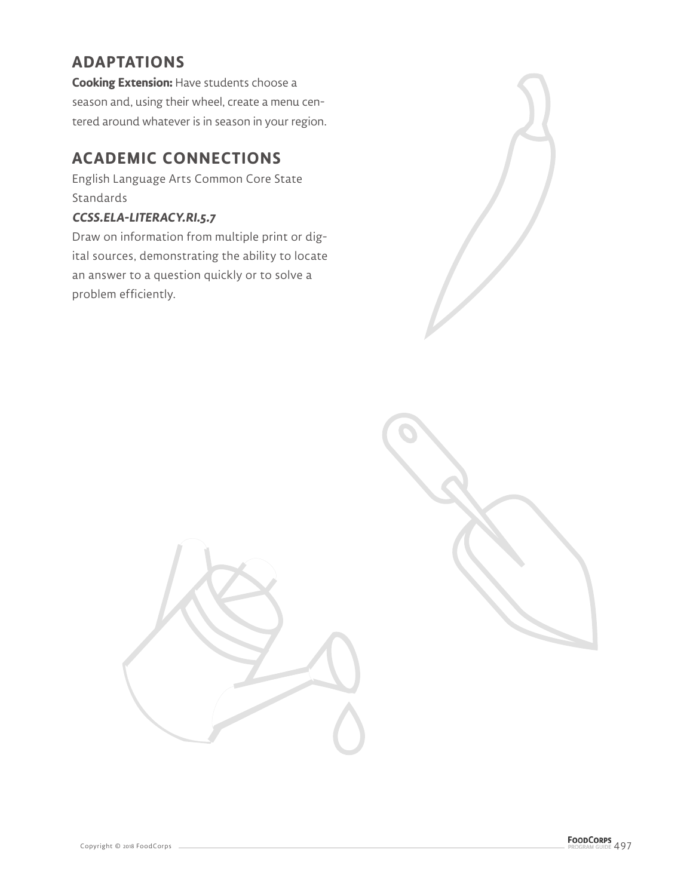## ADAPTATIONS

**Cooking Extension:** Have students choose a season and, using their wheel, create a menu centered around whatever is in season in your region.

## ACADEMIC CONNECTIONS

English Language Arts Common Core State Standards

***CCSS.ELA-LITERACY.RI.5.7***

Draw on information from multiple print or digital sources, demonstrating the ability to locate an answer to a question quickly or to solve a problem efficiently.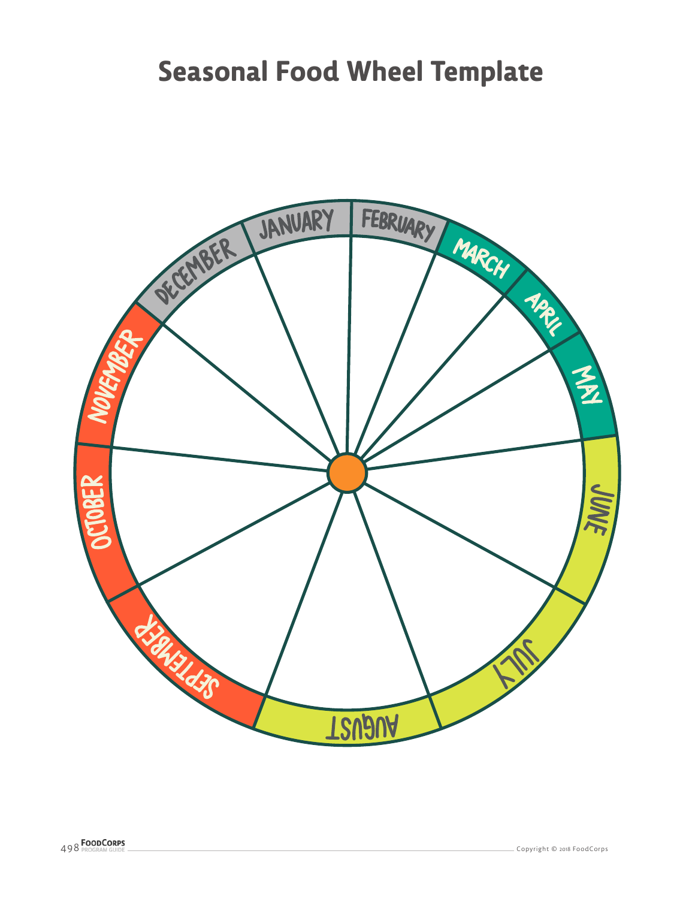# Seasonal Food Wheel Template

JANUARY
FEBRUARY
MARCH
APRIL
MAY
JUNE
JULY
AUGUST
SEPTEMBER
OCTOBER
NOVEMBER
DECEMBER